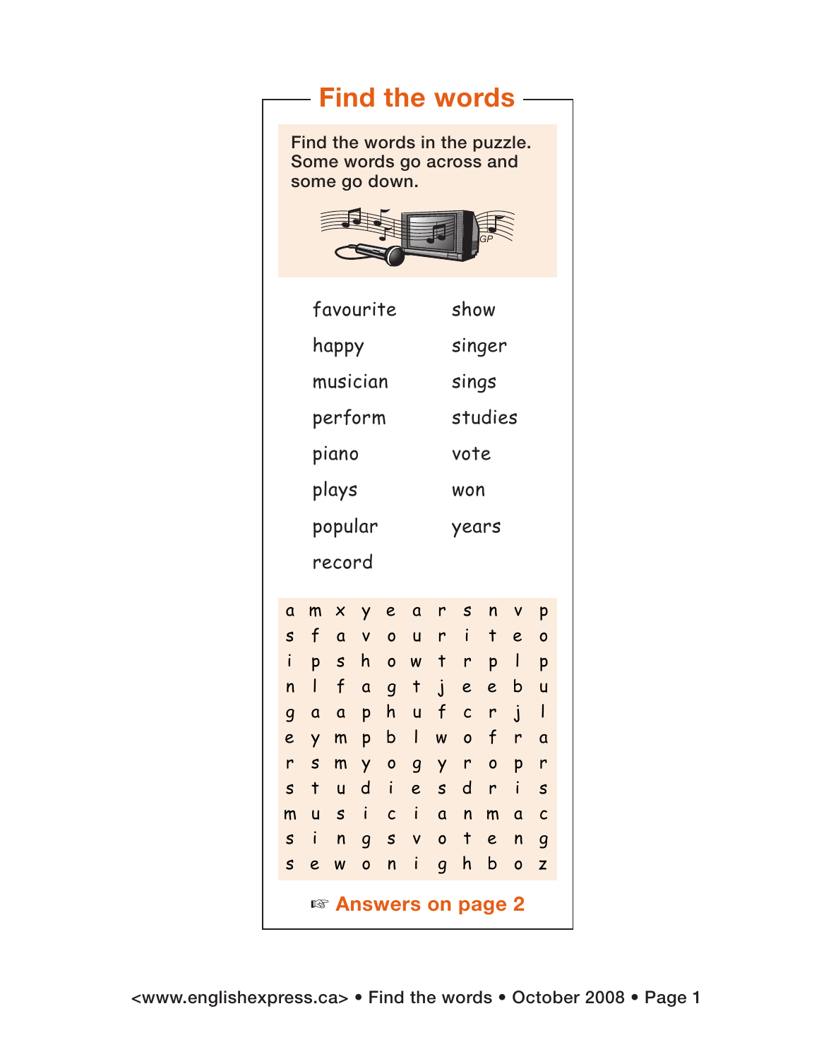## Find the words

Find the words in the puzzle. Some words go across and some go down.

| | |
|---|---|
| favourite | show |
| happy | singer |
| musician | sings |
| perform | studies |
| piano | vote |
| plays | won |
| popular | years |
| record | |

| | | | | | | | | | | |
|---|---|---|---|---|---|---|---|---|---|---|
| a | m | x | y | e | a | r | s | n | v | p |
| s | f | a | v | o | u | r | i | t | e | o |
| i | p | s | h | o | w | t | r | p | l | p |
| n | l | f | a | g | t | j | e | e | b | u |
| g | a | a | p | h | u | f | c | r | j | l |
| e | y | m | p | b | l | w | o | f | r | a |
| r | s | m | y | o | g | y | r | o | p | r |
| s | t | u | d | i | e | s | d | r | i | s |
| m | u | s | i | c | i | a | n | m | a | c |
| s | i | n | g | s | v | o | t | e | n | g |
| s | e | w | o | n | i | g | h | b | o | z |

☞ **Answers on page 2**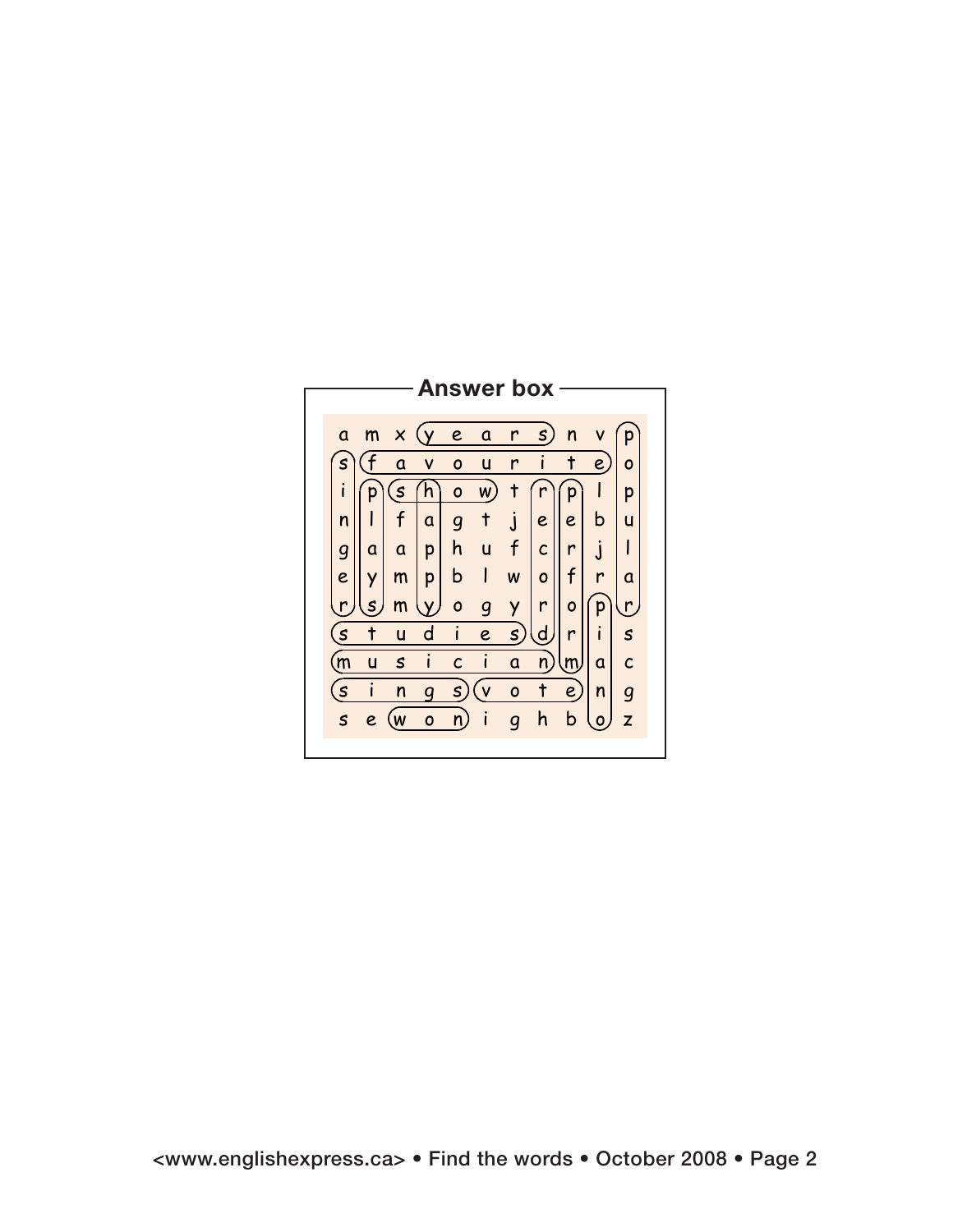## Answer box

| | | | | | | | | | | |
|---|---|---|---|---|---|---|---|---|---|---|
| a | m | x | y | e | a | r | s | n | v | p |
| s | f | a | v | o | u | r | i | t | e | o |
| i | p | s | h | o | w | t | r | p | l | p |
| n | l | f | a | g | t | j | e | e | b | u |
| g | a | a | p | h | u | f | c | r | j | l |
| e | y | m | p | b | l | w | o | f | r | a |
| r | s | m | y | o | g | y | r | o | p | r |
| s | t | u | d | i | e | s | d | r | i | s |
| m | u | s | i | c | i | a | n | m | a | c |
| s | i | n | g | s | v | o | t | e | n | g |
| s | e | w | o | n | i | g | h | b | o | z |